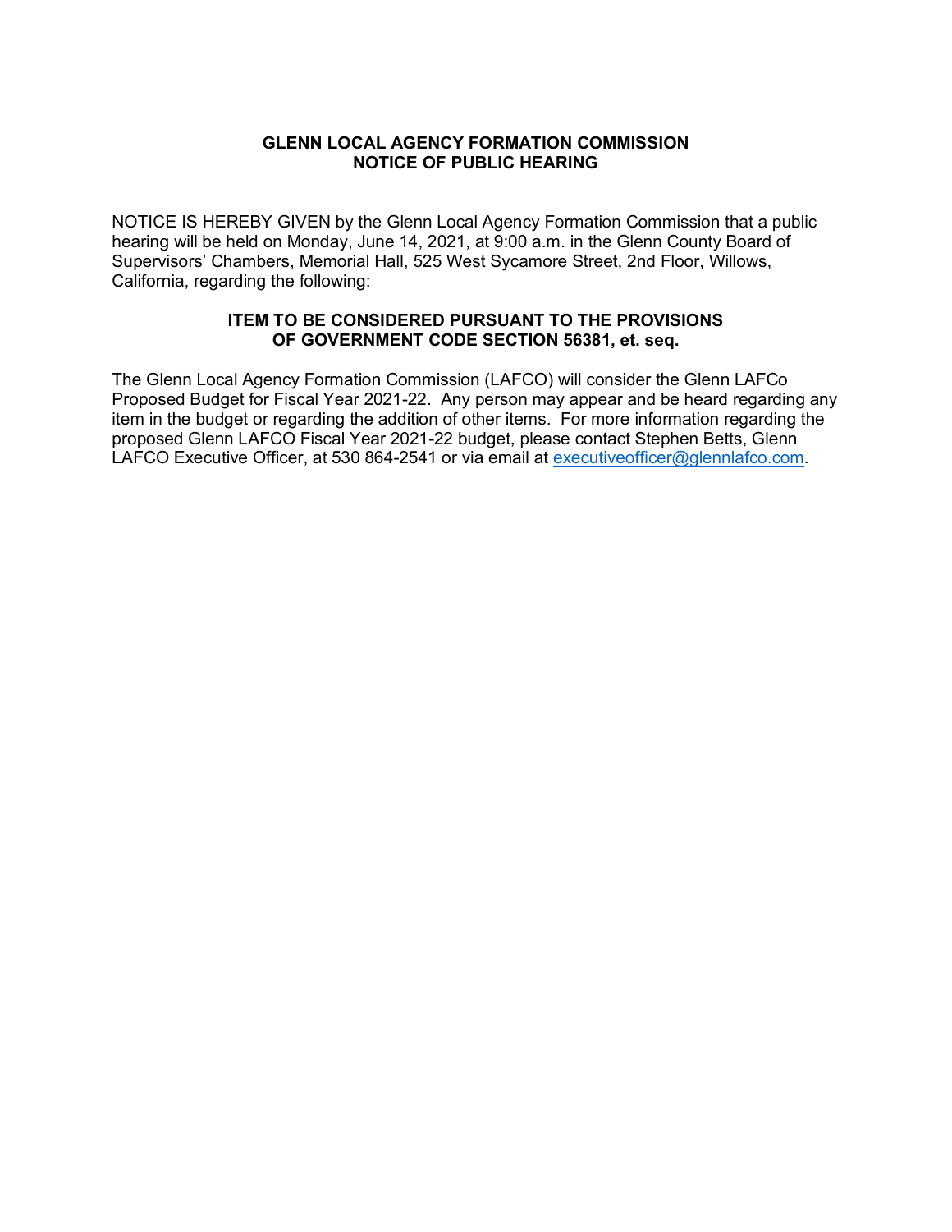# GLENN LOCAL AGENCY FORMATION COMMISSION
## NOTICE OF PUBLIC HEARING

NOTICE IS HEREBY GIVEN by the Glenn Local Agency Formation Commission that a public hearing will be held on Monday, June 14, 2021, at 9:00 a.m. in the Glenn County Board of Supervisors' Chambers, Memorial Hall, 525 West Sycamore Street, 2nd Floor, Willows, California, regarding the following:

### ITEM TO BE CONSIDERED PURSUANT TO THE PROVISIONS OF GOVERNMENT CODE SECTION 56381, et. seq.

The Glenn Local Agency Formation Commission (LAFCO) will consider the Glenn LAFCo Proposed Budget for Fiscal Year 2021-22. Any person may appear and be heard regarding any item in the budget or regarding the addition of other items. For more information regarding the proposed Glenn LAFCO Fiscal Year 2021-22 budget, please contact Stephen Betts, Glenn LAFCO Executive Officer, at 530 864-2541 or via email at executiveofficer@glennlafco.com.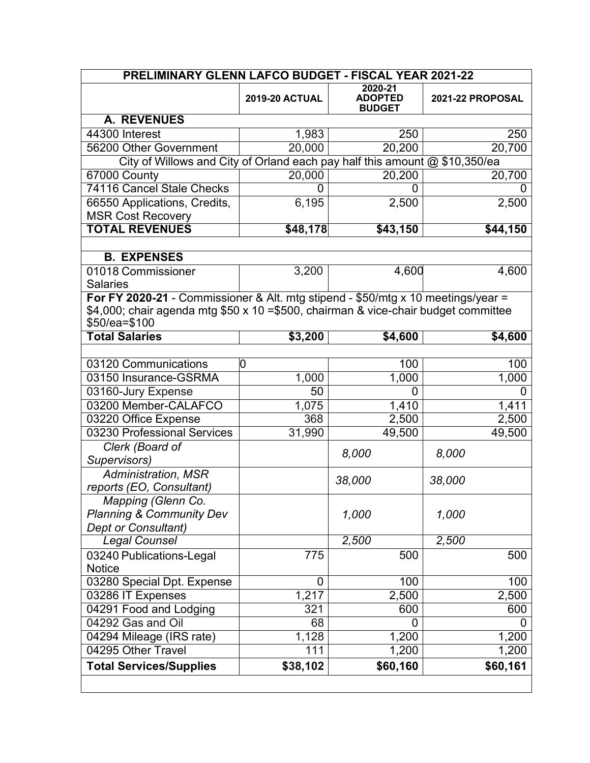| PRELIMINARY GLENN LAFCO BUDGET - FISCAL YEAR 2021-22 | | | |
|---|---|---|---|
| | **2019-20 ACTUAL** | **2020-21 ADOPTED BUDGET** | **2021-22 PROPOSAL** |
| **A. REVENUES** | | | |
| 44300 Interest | 1,983 | 250 | 250 |
| 56200 Other Government | 20,000 | 20,200 | 20,700 |
| City of Willows and City of Orland each pay half this amount @ $10,350/ea | | | |
| 67000 County | 20,000 | 20,200 | 20,700 |
| 74116 Cancel Stale Checks | 0 | 0 | 0 |
| 66550 Applications, Credits, MSR Cost Recovery | 6,195 | 2,500 | 2,500 |
| **TOTAL REVENUES** | **$48,178** | **$43,150** | **$44,150** |
| | | | |
| **B. EXPENSES** | | | |
| 01018 Commissioner Salaries | 3,200 | 4,600 | 4,600 |
| **For FY 2020-21** - Commissioner & Alt. mtg stipend - $50/mtg x 10 meetings/year = $4,000; chair agenda mtg $50 x 10 =$500, chairman & vice-chair budget committee $50/ea=$100 | | | |
| **Total Salaries** | **$3,200** | **$4,600** | **$4,600** |
| | | | |
| 03120 Communications | 0 | 100 | 100 |
| 03150 Insurance-GSRMA | 1,000 | 1,000 | 1,000 |
| 03160-Jury Expense | 50 | 0 | 0 |
| 03200 Member-CALAFCO | 1,075 | 1,410 | 1,411 |
| 03220 Office Expense | 368 | 2,500 | 2,500 |
| 03230 Professional Services | 31,990 | 49,500 | 49,500 |
| *Clerk (Board of Supervisors)* | | *8,000* | *8,000* |
| *Administration, MSR reports (EO, Consultant)* | | *38,000* | *38,000* |
| *Mapping (Glenn Co. Planning & Community Dev Dept or Consultant)* | | *1,000* | *1,000* |
| *Legal Counsel* | | *2,500* | *2,500* |
| 03240 Publications-Legal Notice | 775 | 500 | 500 |
| 03280 Special Dpt. Expense | 0 | 100 | 100 |
| 03286 IT Expenses | 1,217 | 2,500 | 2,500 |
| 04291 Food and Lodging | 321 | 600 | 600 |
| 04292 Gas and Oil | 68 | 0 | 0 |
| 04294 Mileage (IRS rate) | 1,128 | 1,200 | 1,200 |
| 04295 Other Travel | 111 | 1,200 | 1,200 |
| **Total Services/Supplies** | **$38,102** | **$60,160** | **$60,161** |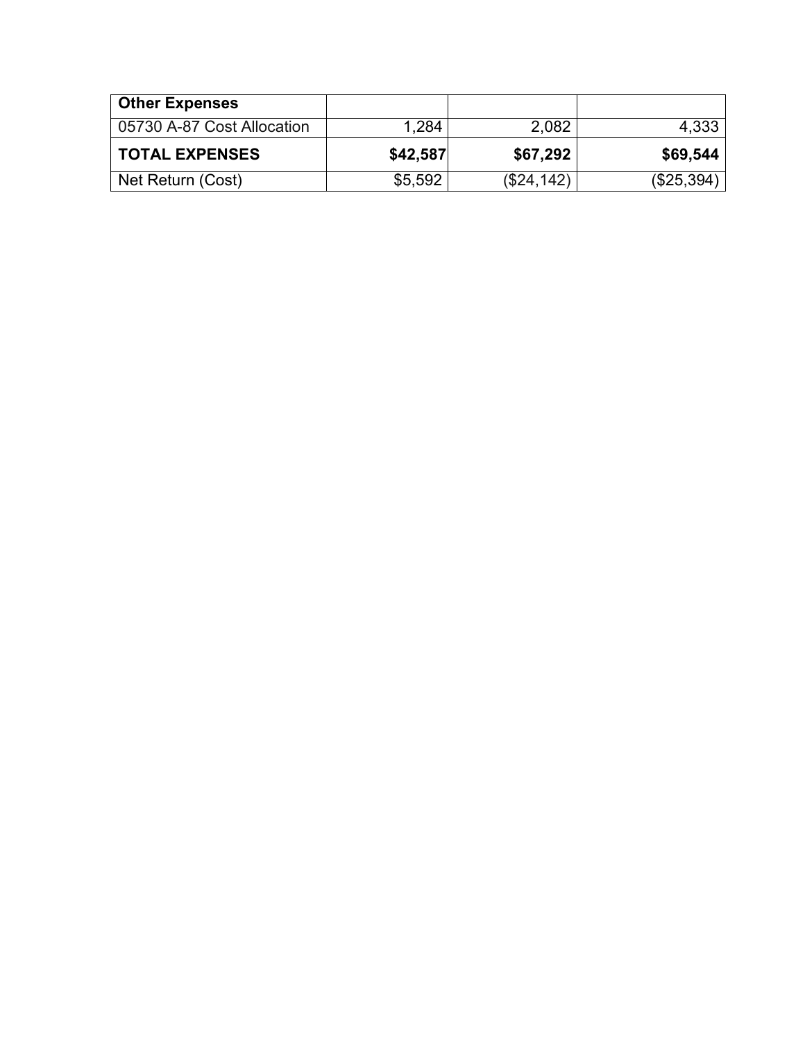| | | | |
|---|---|---|---|
| **Other Expenses** | | | |
| 05730 A-87 Cost Allocation | 1,284 | 2,082 | 4,333 |
| **TOTAL EXPENSES** | **$42,587** | **$67,292** | **$69,544** |
| Net Return (Cost) | $5,592 | ($24,142) | ($25,394) |